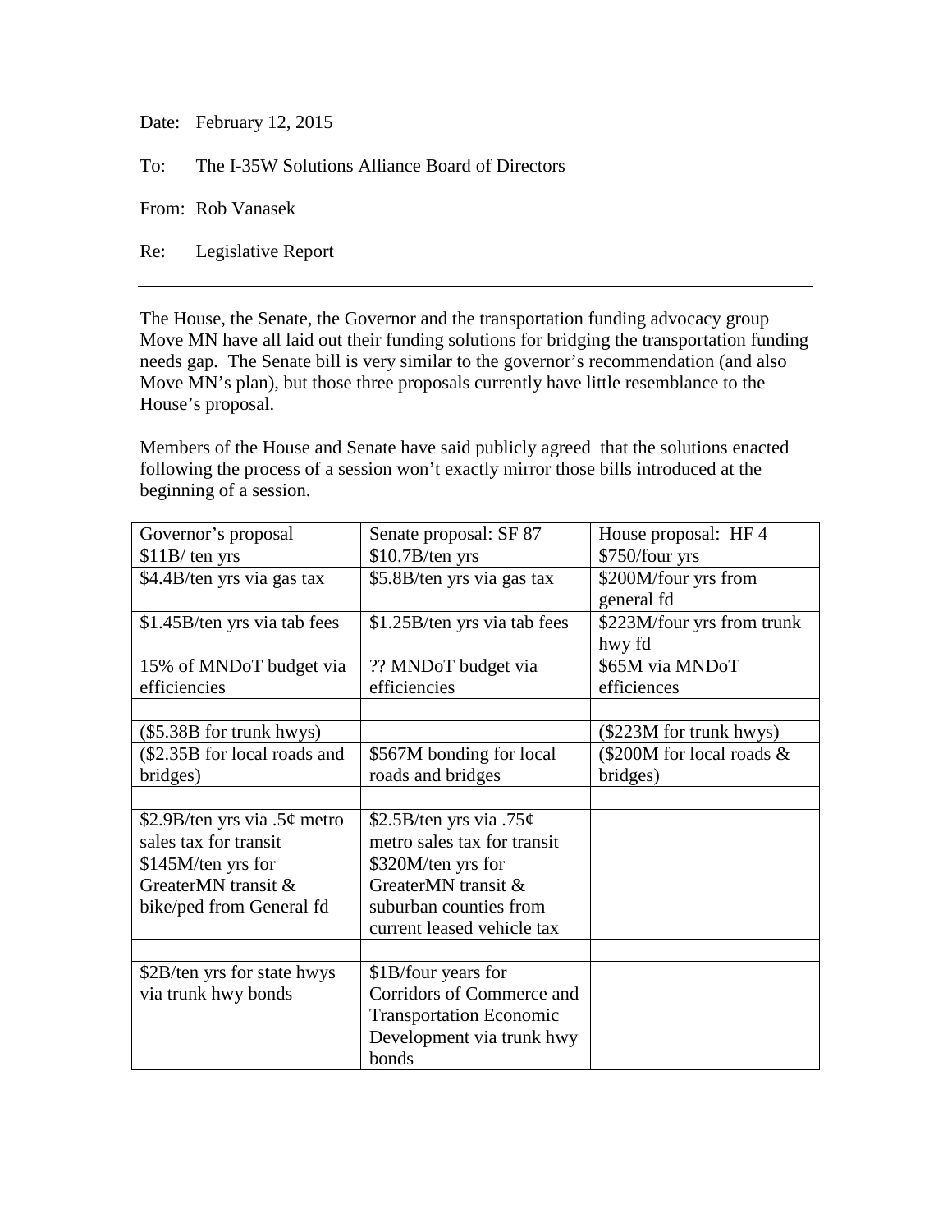Date: February 12, 2015

To: The I-35W Solutions Alliance Board of Directors

From: Rob Vanasek

Re: Legislative Report

---

The House, the Senate, the Governor and the transportation funding advocacy group Move MN have all laid out their funding solutions for bridging the transportation funding needs gap. The Senate bill is very similar to the governor's recommendation (and also Move MN's plan), but those three proposals currently have little resemblance to the House's proposal.

Members of the House and Senate have said publicly agreed that the solutions enacted following the process of a session won't exactly mirror those bills introduced at the beginning of a session.

| Governor's proposal | Senate proposal: SF 87 | House proposal: HF 4 |
|---|---|---|
| $11B/ ten yrs | $10.7B/ten yrs | $750/four yrs |
| $4.4B/ten yrs via gas tax | $5.8B/ten yrs via gas tax | $200M/four yrs from general fd |
| $1.45B/ten yrs via tab fees | $1.25B/ten yrs via tab fees | $223M/four yrs from trunk hwy fd |
| 15% of MNDoT budget via efficiencies | ?? MNDoT budget via efficiencies | $65M via MNDoT efficiences |
| | | |
| ($5.38B for trunk hwys) | | ($223M for trunk hwys) |
| ($2.35B for local roads and bridges) | $567M bonding for local roads and bridges | ($200M for local roads & bridges) |
| | | |
| $2.9B/ten yrs via .5¢ metro sales tax for transit | $2.5B/ten yrs via .75¢ metro sales tax for transit | |
| $145M/ten yrs for GreaterMN transit & bike/ped from General fd | $320M/ten yrs for GreaterMN transit & suburban counties from current leased vehicle tax | |
| | | |
| $2B/ten yrs for state hwys via trunk hwy bonds | $1B/four years for Corridors of Commerce and Transportation Economic Development via trunk hwy bonds | |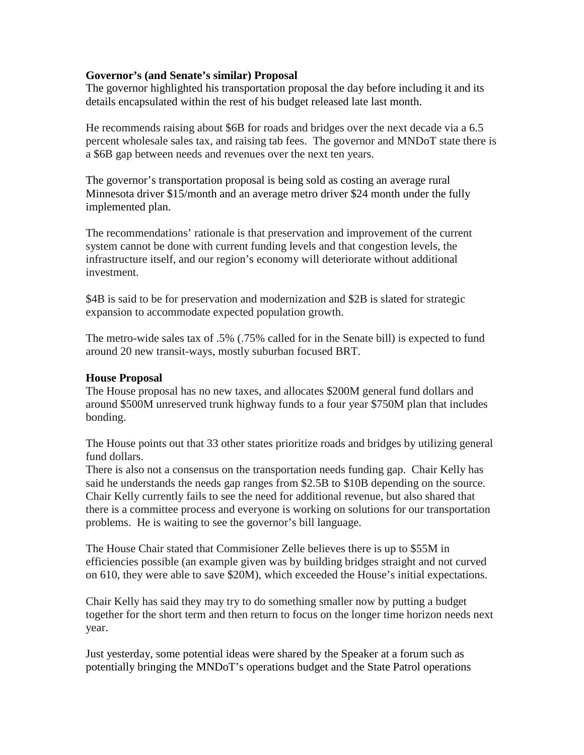**Governor's (and Senate's similar) Proposal**

The governor highlighted his transportation proposal the day before including it and its details encapsulated within the rest of his budget released late last month.

He recommends raising about $6B for roads and bridges over the next decade via a 6.5 percent wholesale sales tax, and raising tab fees. The governor and MNDoT state there is a $6B gap between needs and revenues over the next ten years.

The governor's transportation proposal is being sold as costing an average rural Minnesota driver $15/month and an average metro driver $24 month under the fully implemented plan.

The recommendations' rationale is that preservation and improvement of the current system cannot be done with current funding levels and that congestion levels, the infrastructure itself, and our region's economy will deteriorate without additional investment.

$4B is said to be for preservation and modernization and $2B is slated for strategic expansion to accommodate expected population growth.

The metro-wide sales tax of .5% (.75% called for in the Senate bill) is expected to fund around 20 new transit-ways, mostly suburban focused BRT.

**House Proposal**

The House proposal has no new taxes, and allocates $200M general fund dollars and around $500M unreserved trunk highway funds to a four year $750M plan that includes bonding.

The House points out that 33 other states prioritize roads and bridges by utilizing general fund dollars.
There is also not a consensus on the transportation needs funding gap. Chair Kelly has said he understands the needs gap ranges from $2.5B to $10B depending on the source. Chair Kelly currently fails to see the need for additional revenue, but also shared that there is a committee process and everyone is working on solutions for our transportation problems. He is waiting to see the governor's bill language.

The House Chair stated that Commisioner Zelle believes there is up to $55M in efficiencies possible (an example given was by building bridges straight and not curved on 610, they were able to save $20M), which exceeded the House's initial expectations.

Chair Kelly has said they may try to do something smaller now by putting a budget together for the short term and then return to focus on the longer time horizon needs next year.

Just yesterday, some potential ideas were shared by the Speaker at a forum such as potentially bringing the MNDoT's operations budget and the State Patrol operations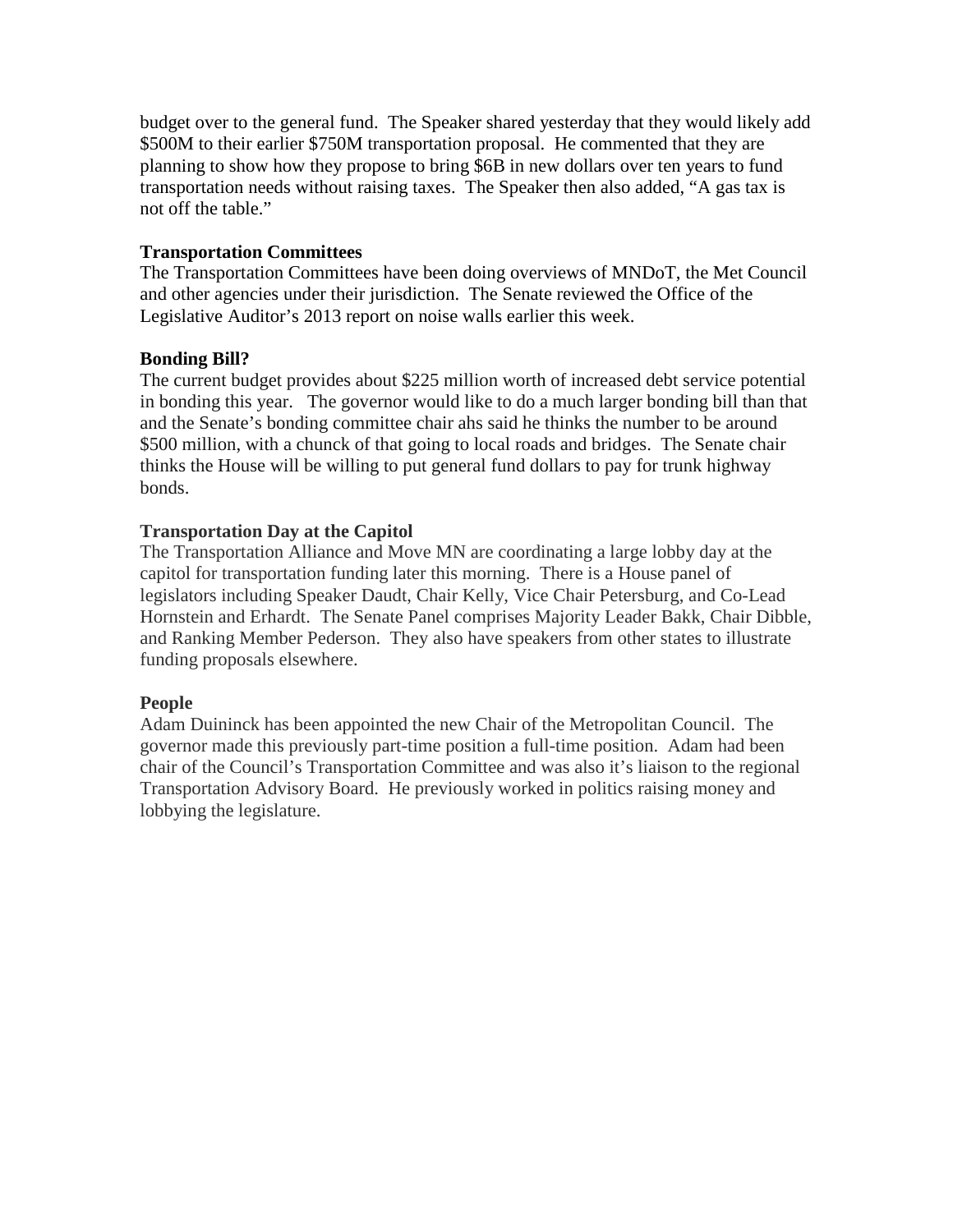budget over to the general fund. The Speaker shared yesterday that they would likely add $500M to their earlier $750M transportation proposal. He commented that they are planning to show how they propose to bring $6B in new dollars over ten years to fund transportation needs without raising taxes. The Speaker then also added, "A gas tax is not off the table."

**Transportation Committees**

The Transportation Committees have been doing overviews of MNDoT, the Met Council and other agencies under their jurisdiction. The Senate reviewed the Office of the Legislative Auditor's 2013 report on noise walls earlier this week.

**Bonding Bill?**

The current budget provides about $225 million worth of increased debt service potential in bonding this year. The governor would like to do a much larger bonding bill than that and the Senate's bonding committee chair ahs said he thinks the number to be around $500 million, with a chunck of that going to local roads and bridges. The Senate chair thinks the House will be willing to put general fund dollars to pay for trunk highway bonds.

**Transportation Day at the Capitol**

The Transportation Alliance and Move MN are coordinating a large lobby day at the capitol for transportation funding later this morning. There is a House panel of legislators including Speaker Daudt, Chair Kelly, Vice Chair Petersburg, and Co-Lead Hornstein and Erhardt. The Senate Panel comprises Majority Leader Bakk, Chair Dibble, and Ranking Member Pederson. They also have speakers from other states to illustrate funding proposals elsewhere.

**People**

Adam Duininck has been appointed the new Chair of the Metropolitan Council. The governor made this previously part-time position a full-time position. Adam had been chair of the Council's Transportation Committee and was also it's liaison to the regional Transportation Advisory Board. He previously worked in politics raising money and lobbying the legislature.